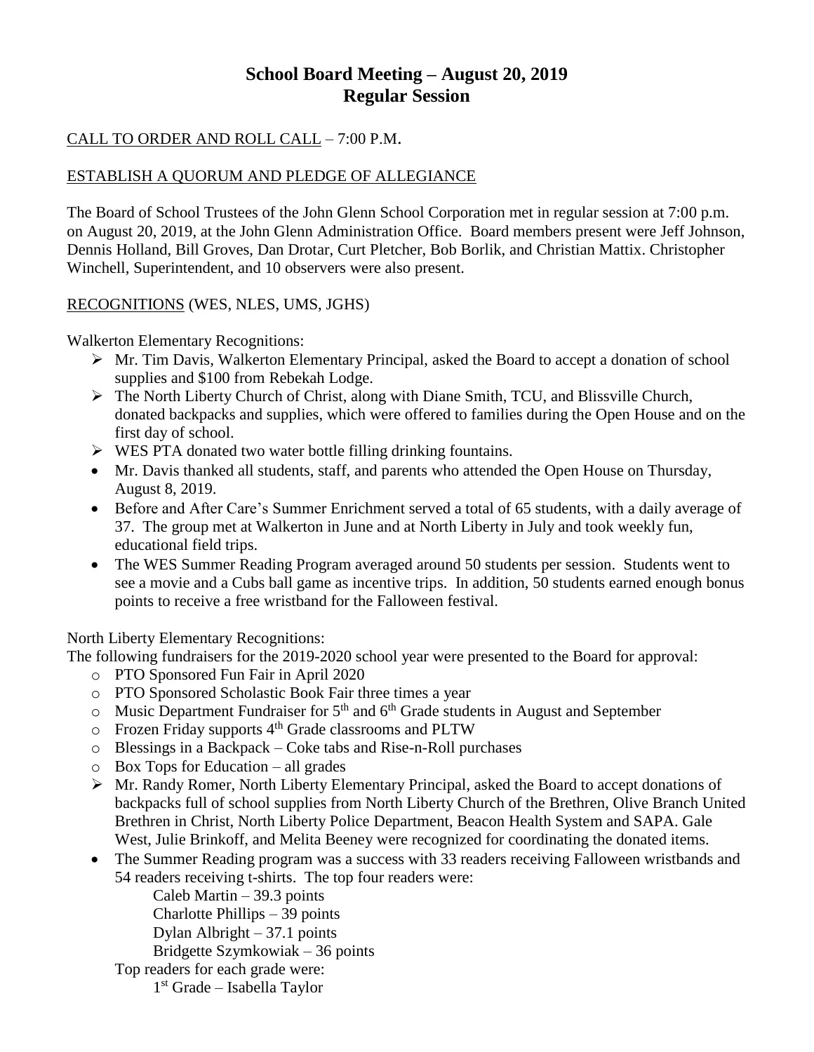# School Board Meeting – August 20, 2019
## Regular Session

CALL TO ORDER AND ROLL CALL – 7:00 P.M.

ESTABLISH A QUORUM AND PLEDGE OF ALLEGIANCE

The Board of School Trustees of the John Glenn School Corporation met in regular session at 7:00 p.m. on August 20, 2019, at the John Glenn Administration Office. Board members present were Jeff Johnson, Dennis Holland, Bill Groves, Dan Drotar, Curt Pletcher, Bob Borlik, and Christian Mattix. Christopher Winchell, Superintendent, and 10 observers were also present.

RECOGNITIONS (WES, NLES, UMS, JGHS)

Walkerton Elementary Recognitions:

- Mr. Tim Davis, Walkerton Elementary Principal, asked the Board to accept a donation of school supplies and $100 from Rebekah Lodge.
- The North Liberty Church of Christ, along with Diane Smith, TCU, and Blissville Church, donated backpacks and supplies, which were offered to families during the Open House and on the first day of school.
- WES PTA donated two water bottle filling drinking fountains.
- Mr. Davis thanked all students, staff, and parents who attended the Open House on Thursday, August 8, 2019.
- Before and After Care's Summer Enrichment served a total of 65 students, with a daily average of 37. The group met at Walkerton in June and at North Liberty in July and took weekly fun, educational field trips.
- The WES Summer Reading Program averaged around 50 students per session. Students went to see a movie and a Cubs ball game as incentive trips. In addition, 50 students earned enough bonus points to receive a free wristband for the Falloween festival.

North Liberty Elementary Recognitions:

The following fundraisers for the 2019-2020 school year were presented to the Board for approval:

- PTO Sponsored Fun Fair in April 2020
- PTO Sponsored Scholastic Book Fair three times a year
- Music Department Fundraiser for 5th and 6th Grade students in August and September
- Frozen Friday supports 4th Grade classrooms and PLTW
- Blessings in a Backpack – Coke tabs and Rise-n-Roll purchases
- Box Tops for Education – all grades
- Mr. Randy Romer, North Liberty Elementary Principal, asked the Board to accept donations of backpacks full of school supplies from North Liberty Church of the Brethren, Olive Branch United Brethren in Christ, North Liberty Police Department, Beacon Health System and SAPA. Gale West, Julie Brinkoff, and Melita Beeney were recognized for coordinating the donated items.
- The Summer Reading program was a success with 33 readers receiving Falloween wristbands and 54 readers receiving t-shirts. The top four readers were:

  Caleb Martin – 39.3 points
  Charlotte Phillips – 39 points
  Dylan Albright – 37.1 points
  Bridgette Szymkowiak – 36 points

  Top readers for each grade were:

  1st Grade – Isabella Taylor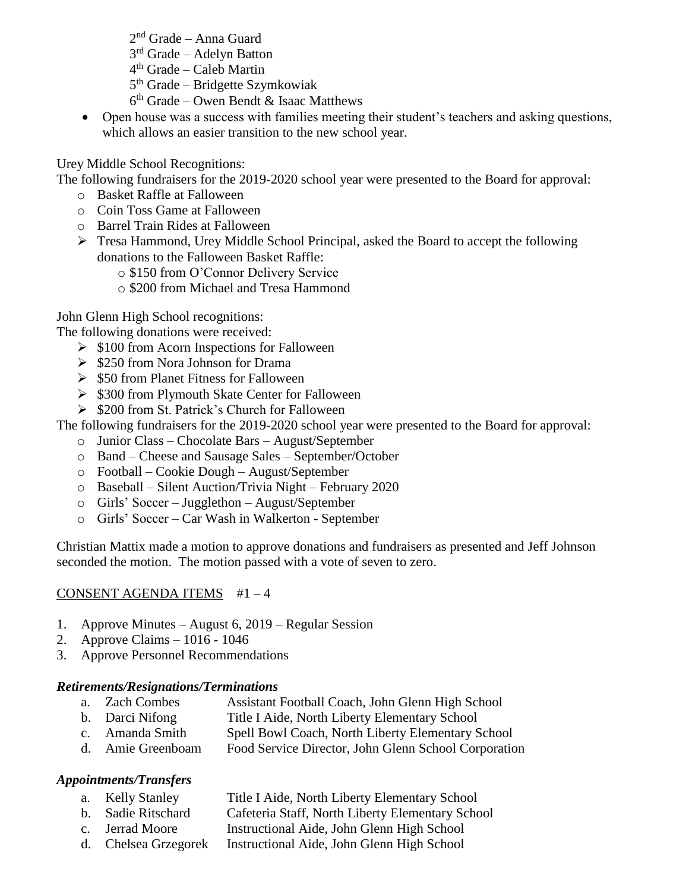- 2nd Grade – Anna Guard
- 3rd Grade – Adelyn Batton
- 4th Grade – Caleb Martin
- 5th Grade – Bridgette Szymkowiak
- 6th Grade – Owen Bendt & Isaac Matthews

- Open house was a success with families meeting their student's teachers and asking questions, which allows an easier transition to the new school year.

Urey Middle School Recognitions:

The following fundraisers for the 2019-2020 school year were presented to the Board for approval:

- Basket Raffle at Falloween
- Coin Toss Game at Falloween
- Barrel Train Rides at Falloween
- Tresa Hammond, Urey Middle School Principal, asked the Board to accept the following donations to the Falloween Basket Raffle:
  - $150 from O'Connor Delivery Service
  - $200 from Michael and Tresa Hammond

John Glenn High School recognitions:

The following donations were received:

- $100 from Acorn Inspections for Falloween
- $250 from Nora Johnson for Drama
- $50 from Planet Fitness for Falloween
- $300 from Plymouth Skate Center for Falloween
- $200 from St. Patrick's Church for Falloween

The following fundraisers for the 2019-2020 school year were presented to the Board for approval:

- Junior Class – Chocolate Bars – August/September
- Band – Cheese and Sausage Sales – September/October
- Football – Cookie Dough – August/September
- Baseball – Silent Auction/Trivia Night – February 2020
- Girls' Soccer – Jugglethon – August/September
- Girls' Soccer – Car Wash in Walkerton - September

Christian Mattix made a motion to approve donations and fundraisers as presented and Jeff Johnson seconded the motion. The motion passed with a vote of seven to zero.

CONSENT AGENDA ITEMS #1 – 4

1. Approve Minutes – August 6, 2019 – Regular Session
2. Approve Claims – 1016 - 1046
3. Approve Personnel Recommendations

***Retirements/Resignations/Terminations***

| | | |
|---|---|---|
| a. | Zach Combes | Assistant Football Coach, John Glenn High School |
| b. | Darci Nifong | Title I Aide, North Liberty Elementary School |
| c. | Amanda Smith | Spell Bowl Coach, North Liberty Elementary School |
| d. | Amie Greenboam | Food Service Director, John Glenn School Corporation |

***Appointments/Transfers***

| | | |
|---|---|---|
| a. | Kelly Stanley | Title I Aide, North Liberty Elementary School |
| b. | Sadie Ritschard | Cafeteria Staff, North Liberty Elementary School |
| c. | Jerrad Moore | Instructional Aide, John Glenn High School |
| d. | Chelsea Grzegorek | Instructional Aide, John Glenn High School |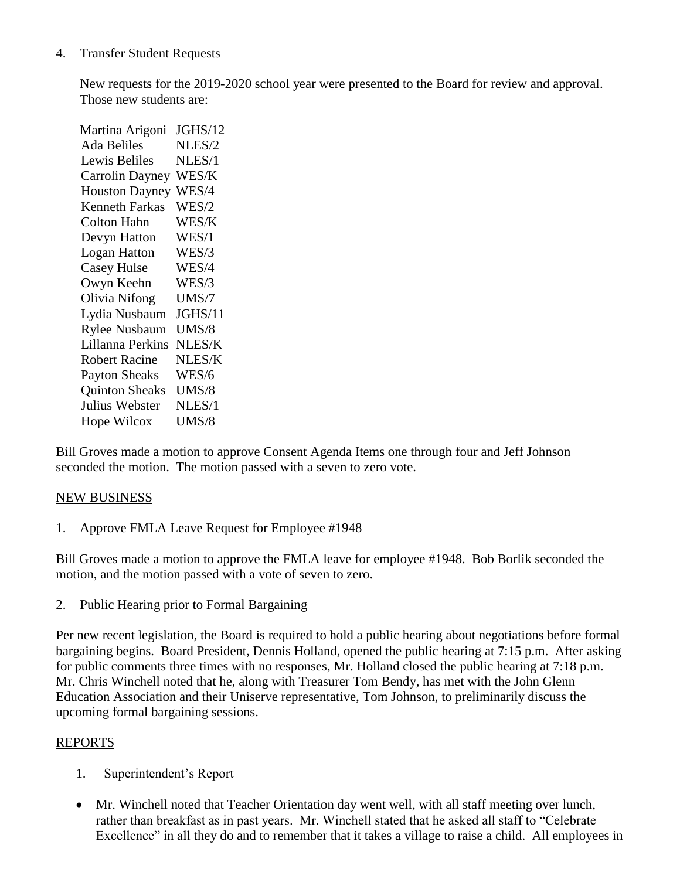4. Transfer Student Requests

New requests for the 2019-2020 school year were presented to the Board for review and approval. Those new students are:

| | |
|---|---|
| Martina Arigoni | JGHS/12 |
| Ada Beliles | NLES/2 |
| Lewis Beliles | NLES/1 |
| Carrolin Dayney | WES/K |
| Houston Dayney | WES/4 |
| Kenneth Farkas | WES/2 |
| Colton Hahn | WES/K |
| Devyn Hatton | WES/1 |
| Logan Hatton | WES/3 |
| Casey Hulse | WES/4 |
| Owyn Keehn | WES/3 |
| Olivia Nifong | UMS/7 |
| Lydia Nusbaum | JGHS/11 |
| Rylee Nusbaum | UMS/8 |
| Lillanna Perkins | NLES/K |
| Robert Racine | NLES/K |
| Payton Sheaks | WES/6 |
| Quinton Sheaks | UMS/8 |
| Julius Webster | NLES/1 |
| Hope Wilcox | UMS/8 |

Bill Groves made a motion to approve Consent Agenda Items one through four and Jeff Johnson seconded the motion. The motion passed with a seven to zero vote.

## NEW BUSINESS

1. Approve FMLA Leave Request for Employee #1948

Bill Groves made a motion to approve the FMLA leave for employee #1948. Bob Borlik seconded the motion, and the motion passed with a vote of seven to zero.

2. Public Hearing prior to Formal Bargaining

Per new recent legislation, the Board is required to hold a public hearing about negotiations before formal bargaining begins. Board President, Dennis Holland, opened the public hearing at 7:15 p.m. After asking for public comments three times with no responses, Mr. Holland closed the public hearing at 7:18 p.m. Mr. Chris Winchell noted that he, along with Treasurer Tom Bendy, has met with the John Glenn Education Association and their Uniserve representative, Tom Johnson, to preliminarily discuss the upcoming formal bargaining sessions.

## REPORTS

1. Superintendent's Report

- Mr. Winchell noted that Teacher Orientation day went well, with all staff meeting over lunch, rather than breakfast as in past years. Mr. Winchell stated that he asked all staff to "Celebrate Excellence" in all they do and to remember that it takes a village to raise a child. All employees in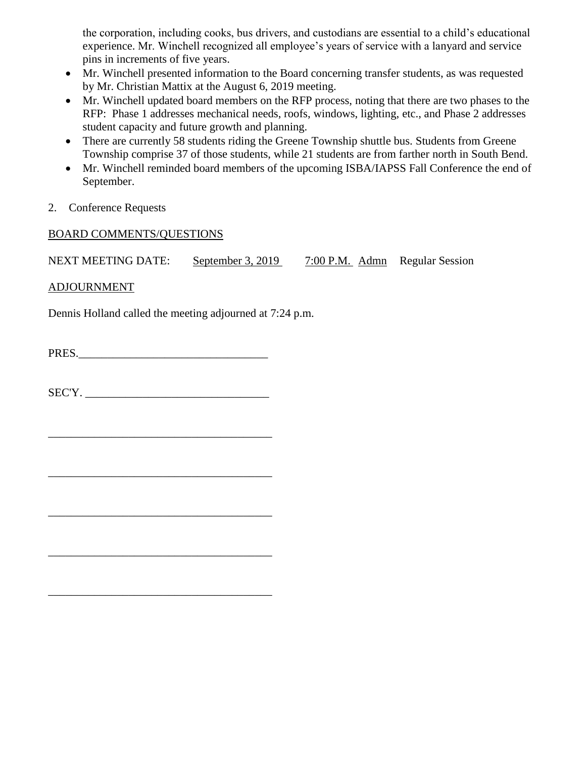the corporation, including cooks, bus drivers, and custodians are essential to a child's educational experience. Mr. Winchell recognized all employee's years of service with a lanyard and service pins in increments of five years.

- Mr. Winchell presented information to the Board concerning transfer students, as was requested by Mr. Christian Mattix at the August 6, 2019 meeting.
- Mr. Winchell updated board members on the RFP process, noting that there are two phases to the RFP: Phase 1 addresses mechanical needs, roofs, windows, lighting, etc., and Phase 2 addresses student capacity and future growth and planning.
- There are currently 58 students riding the Greene Township shuttle bus. Students from Greene Township comprise 37 of those students, while 21 students are from farther north in South Bend.
- Mr. Winchell reminded board members of the upcoming ISBA/IAPSS Fall Conference the end of September.

2. Conference Requests

BOARD COMMENTS/QUESTIONS

NEXT MEETING DATE: September 3, 2019 7:00 P.M. Admn Regular Session

ADJOURNMENT

Dennis Holland called the meeting adjourned at 7:24 p.m.

PRES.________________________________

SEC'Y. ________________________________

_______________________________________

_______________________________________

_______________________________________

_______________________________________

_______________________________________